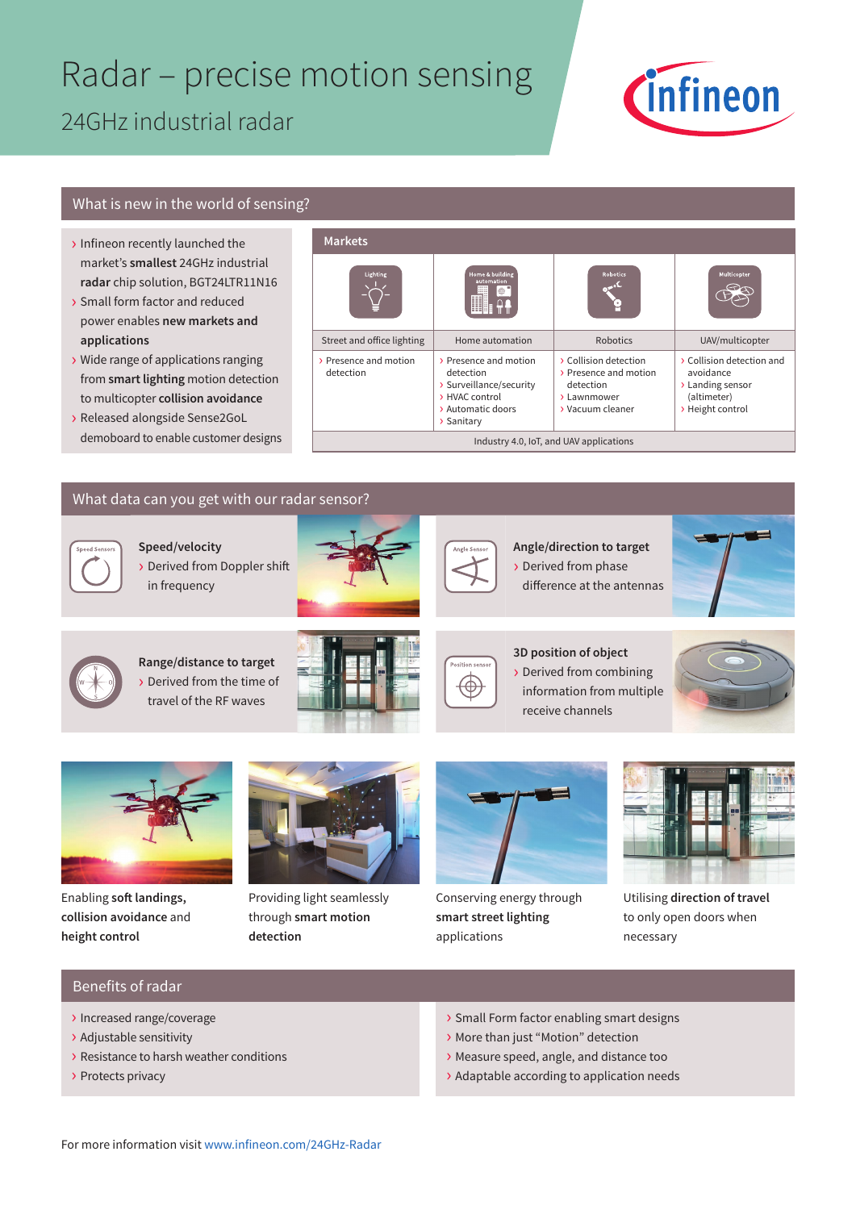# Radar – precise motion sensing

## 24GHz industrial radar

Infineon

## What is new in the world of sensing?

- Infineon recently launched the market's **smallest** 24GHz industrial **radar** chip solution, BGT24LTR11N16
- Small form factor and reduced power enables **new markets and applications**
- Wide range of applications ranging from **smart lighting** motion detection to multicopter **collision avoidance**
- Released alongside Sense2GoL demoboard to enable customer designs

**Markets**

| Street and office lighting | Home automation | Robotics | UAV/multicopter |
|---|---|---|---|
| › Presence and motion detection | › Presence and motion detection<br>› Surveillance/security<br>› HVAC control<br>› Automatic doors<br>› Sanitary | › Collision detection<br>› Presence and motion detection<br>› Lawnmower<br>› Vacuum cleaner | › Collision detection and avoidance<br>› Landing sensor (altimeter)<br>› Height control |
| Industry 4.0, IoT, and UAV applications | | | |

## What data can you get with our radar sensor?

**Speed/velocity**
- Derived from Doppler shift in frequency

**Angle/direction to target**
- Derived from phase difference at the antennas

**Range/distance to target**
- Derived from the time of travel of the RF waves

**3D position of object**
- Derived from combining information from multiple receive channels

Enabling **soft landings, collision avoidance** and **height control**

Providing light seamlessly through **smart motion detection**

Conserving energy through **smart street lighting** applications

Utilising **direction of travel** to only open doors when necessary

## Benefits of radar

- Increased range/coverage
- Adjustable sensitivity
- Resistance to harsh weather conditions
- Protects privacy
- Small Form factor enabling smart designs
- More than just "Motion" detection
- Measure speed, angle, and distance too
- Adaptable according to application needs

For more information visit www.infineon.com/24GHz-Radar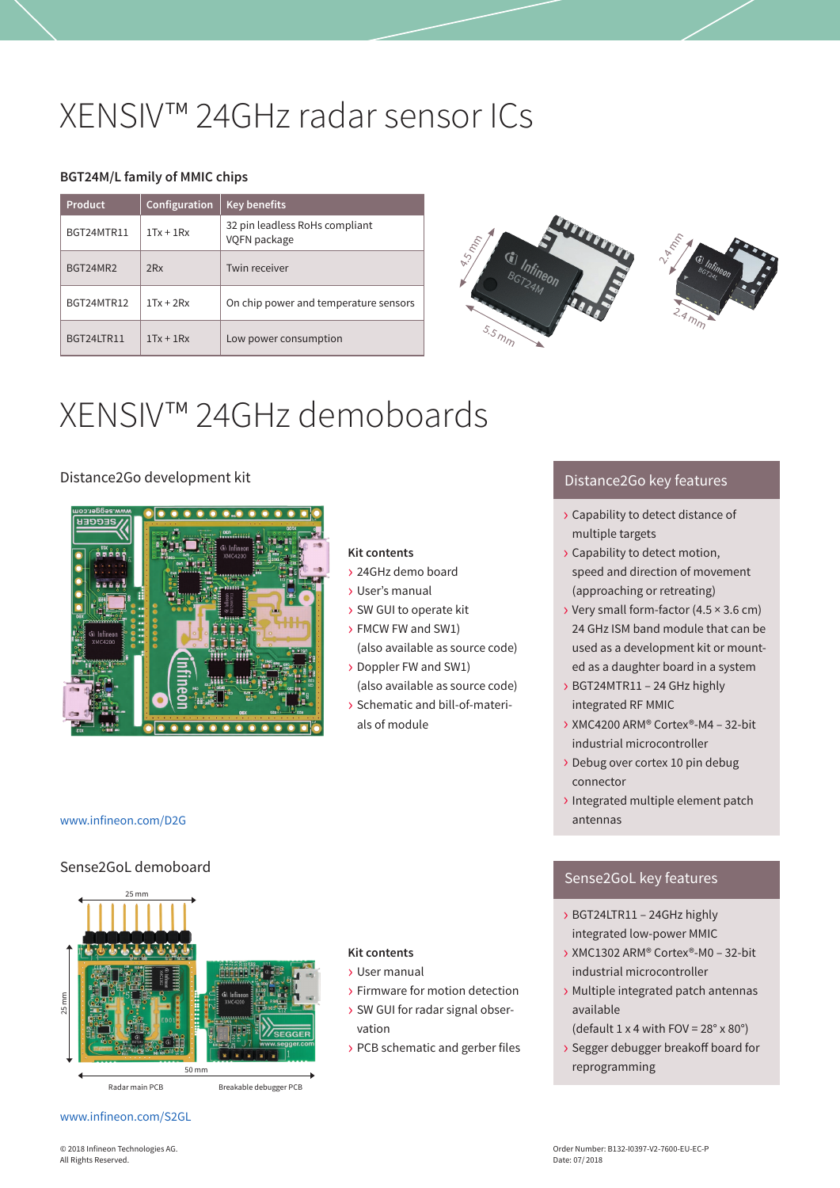# XENSIV™ 24GHz radar sensor ICs

### BGT24M/L family of MMIC chips

| Product | Configuration | Key benefits |
| --- | --- | --- |
| BGT24MTR11 | 1Tx + 1Rx | 32 pin leadless RoHs compliant VQFN package |
| BGT24MR2 | 2Rx | Twin receiver |
| BGT24MTR12 | 1Tx + 2Rx | On chip power and temperature sensors |
| BGT24LTR11 | 1Tx + 1Rx | Low power consumption |

4.5 mm
5.5 mm
2.4 mm
2.4 mm

# XENSIV™ 24GHz demoboards

## Distance2Go development kit

**Kit contents**
- 24GHz demo board
- User's manual
- SW GUI to operate kit
- FMCW FW and SW1) (also available as source code)
- Doppler FW and SW1) (also available as source code)
- Schematic and bill-of-materials of module

www.infineon.com/D2G

### Distance2Go key features

- Capability to detect distance of multiple targets
- Capability to detect motion, speed and direction of movement (approaching or retreating)
- Very small form-factor (4.5 × 3.6 cm) 24 GHz ISM band module that can be used as a development kit or mounted as a daughter board in a system
- BGT24MTR11 – 24 GHz highly integrated RF MMIC
- XMC4200 ARM® Cortex®-M4 – 32-bit industrial microcontroller
- Debug over cortex 10 pin debug connector
- Integrated multiple element patch antennas

## Sense2GoL demoboard

25 mm
25 mm
50 mm
Radar main PCB
Breakable debugger PCB

**Kit contents**
- User manual
- Firmware for motion detection
- SW GUI for radar signal observation
- PCB schematic and gerber files

www.infineon.com/S2GL

### Sense2GoL key features

- BGT24LTR11 – 24GHz highly integrated low-power MMIC
- XMC1302 ARM® Cortex®-M0 – 32-bit industrial microcontroller
- Multiple integrated patch antennas available (default 1 x 4 with FOV = 28° x 80°)
- Segger debugger breakoff board for reprogramming

© 2018 Infineon Technologies AG.
All Rights Reserved.

Order Number: B132-I0397-V2-7600-EU-EC-P
Date: 07/ 2018